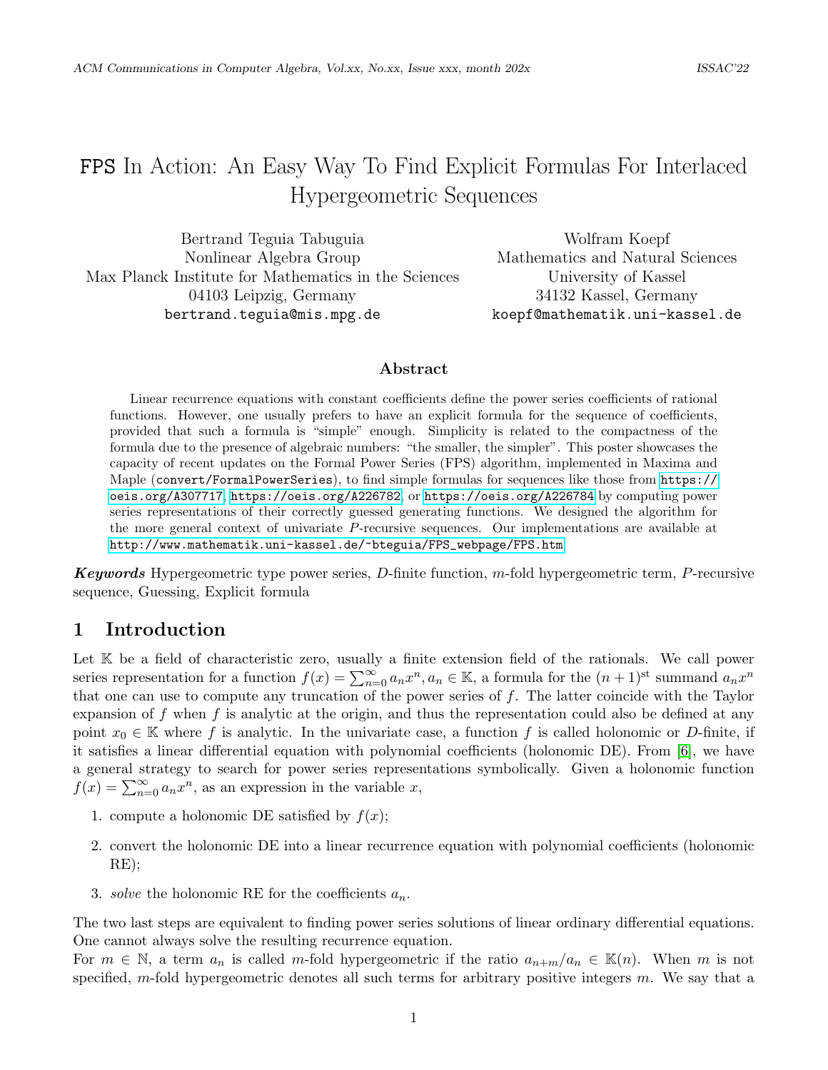# FPS In Action: An Easy Way To Find Explicit Formulas For Interlaced Hypergeometric Sequences

Bertrand Teguia Tabuguia
Nonlinear Algebra Group
Max Planck Institute for Mathematics in the Sciences
04103 Leipzig, Germany
bertrand.teguia@mis.mpg.de

Wolfram Koepf
Mathematics and Natural Sciences
University of Kassel
34132 Kassel, Germany
koepf@mathematik.uni-kassel.de

## Abstract

Linear recurrence equations with constant coefficients define the power series coefficients of rational functions. However, one usually prefers to have an explicit formula for the sequence of coefficients, provided that such a formula is "simple" enough. Simplicity is related to the compactness of the formula due to the presence of algebraic numbers: "the smaller, the simpler". This poster showcases the capacity of recent updates on the Formal Power Series (FPS) algorithm, implemented in Maxima and Maple (convert/FormalPowerSeries), to find simple formulas for sequences like those from https://oeis.org/A307717, https://oeis.org/A226782, or https://oeis.org/A226784 by computing power series representations of their correctly guessed generating functions. We designed the algorithm for the more general context of univariate $P$-recursive sequences. Our implementations are available at http://www.mathematik.uni-kassel.de/~bteguia/FPS_webpage/FPS.htm

***Keywords*** Hypergeometric type power series, $D$-finite function, $m$-fold hypergeometric term, $P$-recursive sequence, Guessing, Explicit formula

## 1 Introduction

Let $\mathbb{K}$ be a field of characteristic zero, usually a finite extension field of the rationals. We call power series representation for a function $f(x) = \sum_{n=0}^{\infty} a_n x^n, a_n \in \mathbb{K}$, a formula for the $(n+1)^{\text{st}}$ summand $a_n x^n$ that one can use to compute any truncation of the power series of $f$. The latter coincide with the Taylor expansion of $f$ when $f$ is analytic at the origin, and thus the representation could also be defined at any point $x_0 \in \mathbb{K}$ where $f$ is analytic. In the univariate case, a function $f$ is called holonomic or $D$-finite, if it satisfies a linear differential equation with polynomial coefficients (holonomic DE). From [6], we have a general strategy to search for power series representations symbolically. Given a holonomic function $f(x) = \sum_{n=0}^{\infty} a_n x^n$, as an expression in the variable $x$,

1. compute a holonomic DE satisfied by $f(x)$;
2. convert the holonomic DE into a linear recurrence equation with polynomial coefficients (holonomic RE);
3. *solve* the holonomic RE for the coefficients $a_n$.

The two last steps are equivalent to finding power series solutions of linear ordinary differential equations. One cannot always solve the resulting recurrence equation.
For $m \in \mathbb{N}$, a term $a_n$ is called $m$-fold hypergeometric if the ratio $a_{n+m}/a_n \in \mathbb{K}(n)$. When $m$ is not specified, $m$-fold hypergeometric denotes all such terms for arbitrary positive integers $m$. We say that a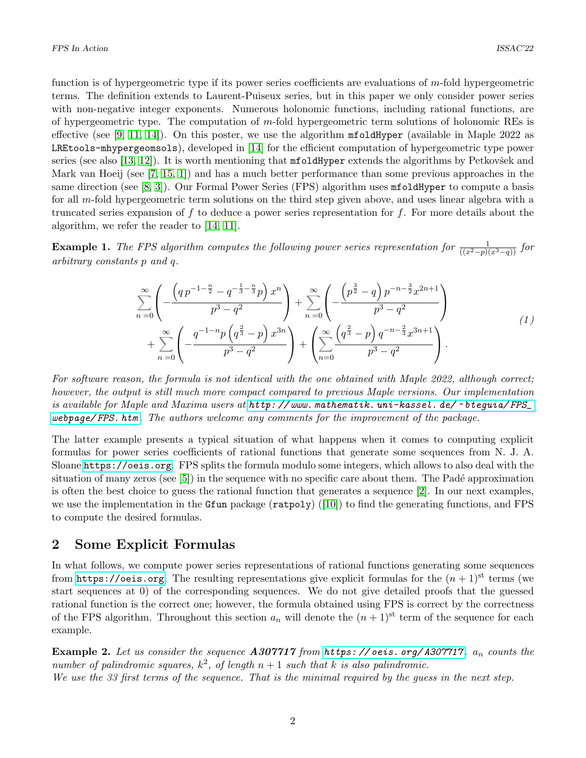function is of hypergeometric type if its power series coefficients are evaluations of $m$-fold hypergeometric terms. The definition extends to Laurent-Puiseux series, but in this paper we only consider power series with non-negative integer exponents. Numerous holonomic functions, including rational functions, are of hypergeometric type. The computation of $m$-fold hypergeometric term solutions of holonomic REs is effective (see [9, 11, 14]). On this poster, we use the algorithm `mfoldHyper` (available in Maple 2022 as `LREtools-mhypergeomsols`), developed in [14] for the efficient computation of hypergeometric type power series (see also [13, 12]). It is worth mentioning that `mfoldHyper` extends the algorithms by Petkovšek and Mark van Hoeij (see [7, 15, 1]) and has a much better performance than some previous approaches in the same direction (see [8, 3]). Our Formal Power Series (FPS) algorithm uses `mfoldHyper` to compute a basis for all $m$-fold hypergeometric term solutions on the third step given above, and uses linear algebra with a truncated series expansion of $f$ to deduce a power series representation for $f$. For more details about the algorithm, we refer the reader to [14, 11].

**Example 1.** *The FPS algorithm computes the following power series representation for $\frac{1}{((x^2-p)(x^3-q))}$ for arbitrary constants $p$ and $q$.*

$$\sum_{n=0}^{\infty}\left(-\frac{\left(q\,p^{-1-\frac{n}{2}}-q^{-\frac{1}{3}-\frac{n}{3}}p\right)x^n}{p^3-q^2}\right)+\sum_{n=0}^{\infty}\left(-\frac{\left(p^{\frac{3}{2}}-q\right)p^{-n-\frac{3}{2}}x^{2n+1}}{p^3-q^2}\right)$$
$$+\sum_{n=0}^{\infty}\left(-\frac{q^{-1-n}p\left(q^{\frac{2}{3}}-p\right)x^{3n}}{p^3-q^2}\right)+\left(\sum_{n=0}^{\infty}\frac{\left(q^{\frac{2}{3}}-p\right)q^{-n-\frac{2}{3}}x^{3n+1}}{p^3-q^2}\right). \tag{1}$$

*For software reason, the formula is not identical with the one obtained with Maple 2022, although correct; however, the output is still much more compact compared to previous Maple versions. Our implementation is available for Maple and Maxima users at http://www.mathematik.uni-kassel.de/~bteguia/FPS_webpage/FPS.htm. The authors welcome any comments for the improvement of the package.*

The latter example presents a typical situation of what happens when it comes to computing explicit formulas for power series coefficients of rational functions that generate some sequences from N. J. A. Sloane https://oeis.org. FPS splits the formula modulo some integers, which allows to also deal with the situation of many zeros (see [5]) in the sequence with no specific care about them. The Padé approximation is often the best choice to guess the rational function that generates a sequence [2]. In our next examples, we use the implementation in the `Gfun` package (`ratpoly`) ([10]) to find the generating functions, and FPS to compute the desired formulas.

## 2 Some Explicit Formulas

In what follows, we compute power series representations of rational functions generating some sequences from https://oeis.org. The resulting representations give explicit formulas for the $(n+1)^{\text{st}}$ terms (we start sequences at 0) of the corresponding sequences. We do not give detailed proofs that the guessed rational function is the correct one; however, the formula obtained using FPS is correct by the correctness of the FPS algorithm. Throughout this section $a_n$ will denote the $(n+1)^{\text{st}}$ term of the sequence for each example.

**Example 2.** *Let us consider the sequence **A307717** from https://oeis.org/A307717. $a_n$ counts the number of palindromic squares, $k^2$, of length $n+1$ such that $k$ is also palindromic.*
*We use the 33 first terms of the sequence. That is the minimal required by the guess in the next step.*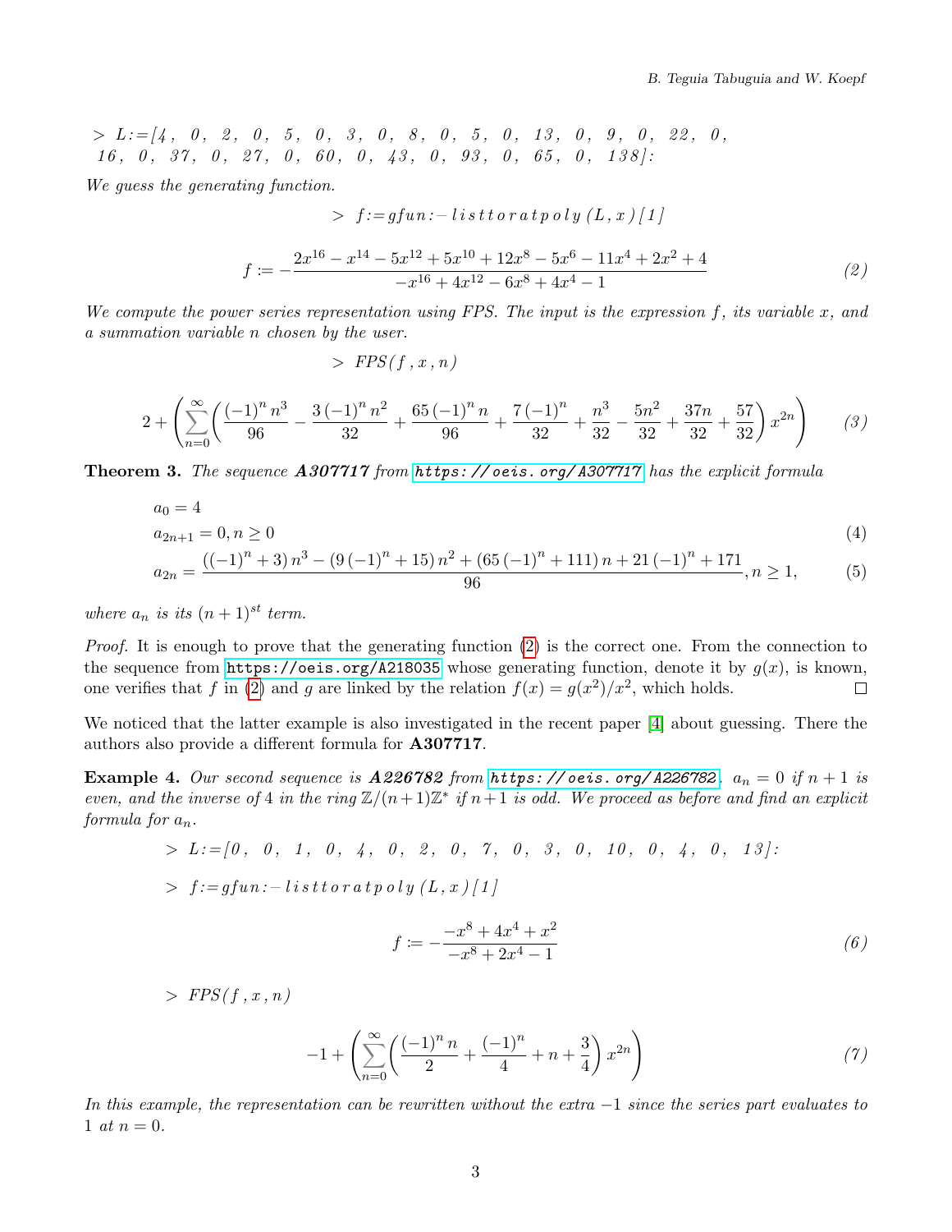```
> L:=[4, 0, 2, 0, 5, 0, 3, 0, 8, 0, 5, 0, 13, 0, 9, 0, 22, 0,
16, 0, 37, 0, 27, 0, 60, 0, 43, 0, 93, 0, 65, 0, 138]:
```

*We guess the generating function.*

```
> f:=gfun:-listtoratpoly(L,x)[1]
```

$$f := -\frac{2x^{16} - x^{14} - 5x^{12} + 5x^{10} + 12x^8 - 5x^6 - 11x^4 + 2x^2 + 4}{-x^{16} + 4x^{12} - 6x^8 + 4x^4 - 1} \tag{2}$$

*We compute the power series representation using FPS. The input is the expression $f$, its variable $x$, and a summation variable $n$ chosen by the user.*

```
> FPS(f,x,n)
```

$$2 + \left(\sum_{n=0}^{\infty}\left(\frac{(-1)^n n^3}{96} - \frac{3(-1)^n n^2}{32} + \frac{65(-1)^n n}{96} + \frac{7(-1)^n}{32} + \frac{n^3}{32} - \frac{5n^2}{32} + \frac{37n}{32} + \frac{57}{32}\right) x^{2n}\right) \tag{3}$$

**Theorem 3.** *The sequence **A307717** from https://oeis.org/A307717 has the explicit formula*

$$a_0 = 4$$

$$a_{2n+1} = 0, n \geq 0 \tag{4}$$

$$a_{2n} = \frac{((-1)^n + 3)\, n^3 - (9(-1)^n + 15)\, n^2 + (65(-1)^n + 111)\, n + 21(-1)^n + 171}{96}, n \geq 1, \tag{5}$$

*where $a_n$ is its $(n+1)^{st}$ term.*

*Proof.* It is enough to prove that the generating function (2) is the correct one. From the connection to the sequence from https://oeis.org/A218035 whose generating function, denote it by $g(x)$, is known, one verifies that $f$ in (2) and $g$ are linked by the relation $f(x) = g(x^2)/x^2$, which holds. □

We noticed that the latter example is also investigated in the recent paper [4] about guessing. There the authors also provide a different formula for **A307717**.

**Example 4.** *Our second sequence is **A226782** from https://oeis.org/A226782. $a_n = 0$ if $n+1$ is even, and the inverse of 4 in the ring $\mathbb{Z}/(n+1)\mathbb{Z}^*$ if $n+1$ is odd. We proceed as before and find an explicit formula for $a_n$.*

```
> L:=[0, 0, 1, 0, 4, 0, 2, 0, 7, 0, 3, 0, 10, 0, 4, 0, 13]:
> f:=gfun:-listtoratpoly(L,x)[1]
```

$$f := -\frac{-x^8 + 4x^4 + x^2}{-x^8 + 2x^4 - 1} \tag{6}$$

```
> FPS(f,x,n)
```

$$-1 + \left(\sum_{n=0}^{\infty}\left(\frac{(-1)^n n}{2} + \frac{(-1)^n}{4} + n + \frac{3}{4}\right) x^{2n}\right) \tag{7}$$

*In this example, the representation can be rewritten without the extra $-1$ since the series part evaluates to 1 at $n = 0$.*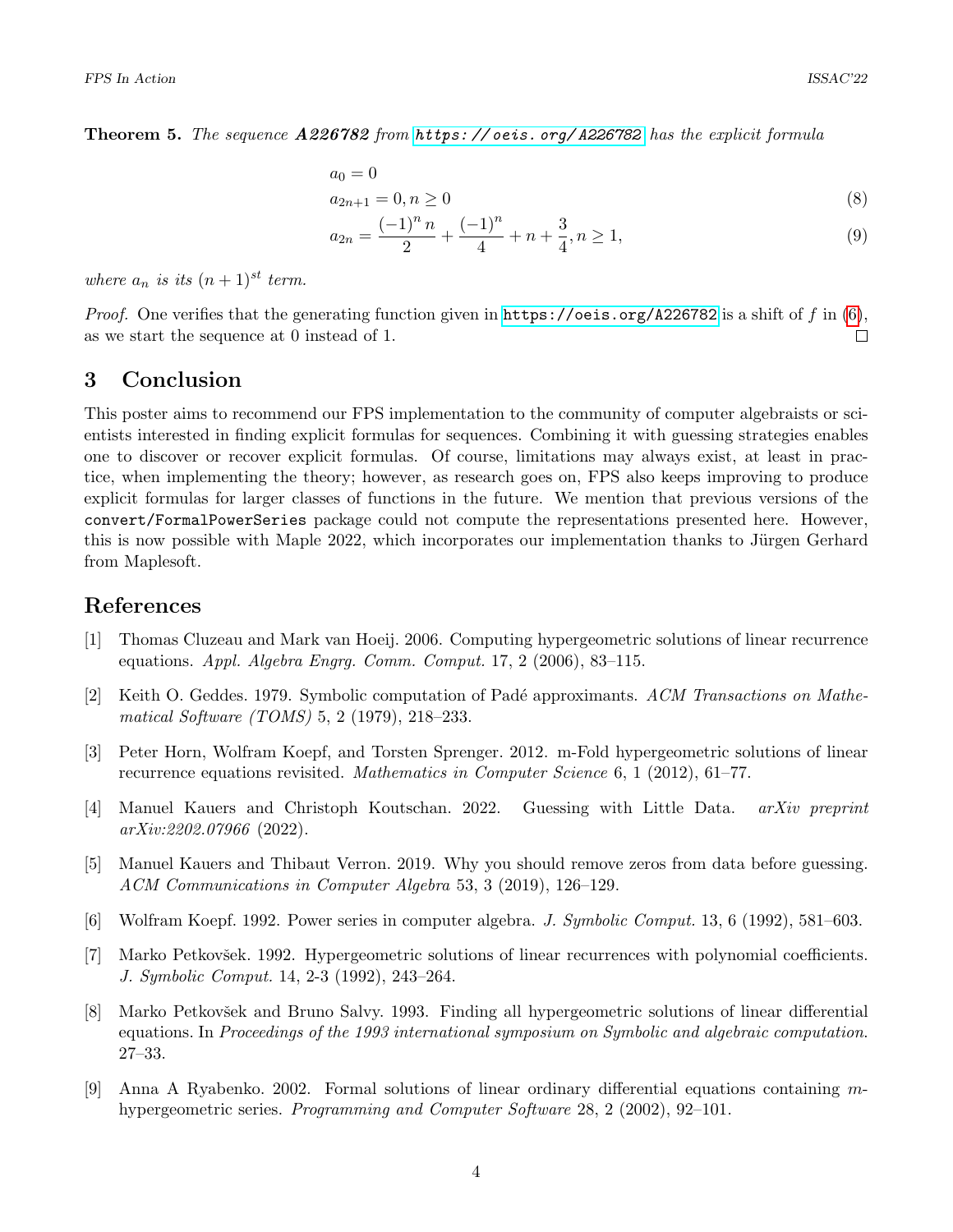**Theorem 5.** *The sequence **A226782** from https://oeis.org/A226782 has the explicit formula*

$$
\begin{aligned}
&a_0 = 0 \\
&a_{2n+1} = 0, n \geq 0 && (8) \\
&a_{2n} = \frac{(-1)^n n}{2} + \frac{(-1)^n}{4} + n + \frac{3}{4}, n \geq 1, && (9)
\end{aligned}
$$

*where $a_n$ is its $(n+1)^{st}$ term.*

*Proof.* One verifies that the generating function given in https://oeis.org/A226782 is a shift of $f$ in (6), as we start the sequence at 0 instead of 1. □

## 3 Conclusion

This poster aims to recommend our FPS implementation to the community of computer algebraists or scientists interested in finding explicit formulas for sequences. Combining it with guessing strategies enables one to discover or recover explicit formulas. Of course, limitations may always exist, at least in practice, when implementing the theory; however, as research goes on, FPS also keeps improving to produce explicit formulas for larger classes of functions in the future. We mention that previous versions of the `convert/FormalPowerSeries` package could not compute the representations presented here. However, this is now possible with Maple 2022, which incorporates our implementation thanks to Jürgen Gerhard from Maplesoft.

## References

[1] Thomas Cluzeau and Mark van Hoeij. 2006. Computing hypergeometric solutions of linear recurrence equations. *Appl. Algebra Engrg. Comm. Comput.* 17, 2 (2006), 83–115.

[2] Keith O. Geddes. 1979. Symbolic computation of Padé approximants. *ACM Transactions on Mathematical Software (TOMS)* 5, 2 (1979), 218–233.

[3] Peter Horn, Wolfram Koepf, and Torsten Sprenger. 2012. m-Fold hypergeometric solutions of linear recurrence equations revisited. *Mathematics in Computer Science* 6, 1 (2012), 61–77.

[4] Manuel Kauers and Christoph Koutschan. 2022. Guessing with Little Data. *arXiv preprint arXiv:2202.07966* (2022).

[5] Manuel Kauers and Thibaut Verron. 2019. Why you should remove zeros from data before guessing. *ACM Communications in Computer Algebra* 53, 3 (2019), 126–129.

[6] Wolfram Koepf. 1992. Power series in computer algebra. *J. Symbolic Comput.* 13, 6 (1992), 581–603.

[7] Marko Petkovšek. 1992. Hypergeometric solutions of linear recurrences with polynomial coefficients. *J. Symbolic Comput.* 14, 2-3 (1992), 243–264.

[8] Marko Petkovšek and Bruno Salvy. 1993. Finding all hypergeometric solutions of linear differential equations. In *Proceedings of the 1993 international symposium on Symbolic and algebraic computation*. 27–33.

[9] Anna A Ryabenko. 2002. Formal solutions of linear ordinary differential equations containing $m$-hypergeometric series. *Programming and Computer Software* 28, 2 (2002), 92–101.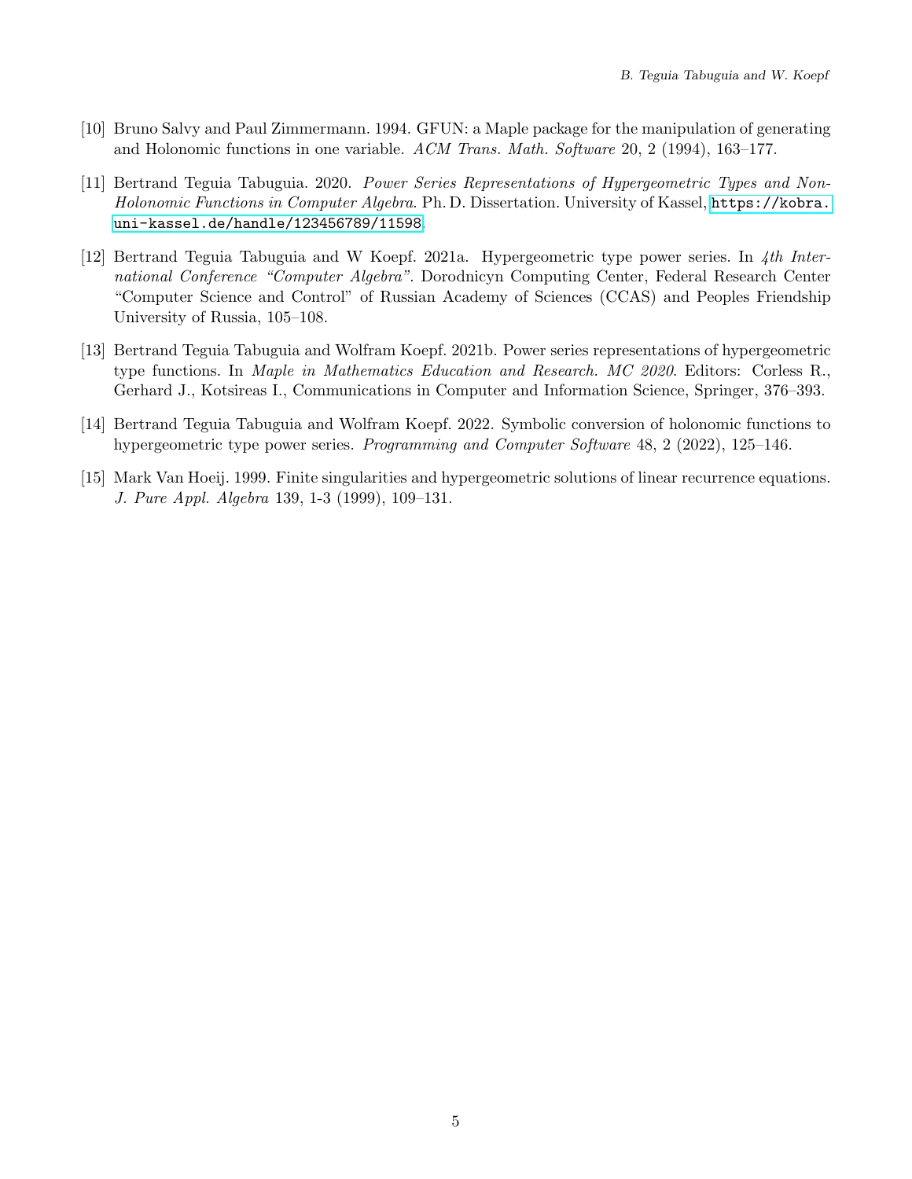[10] Bruno Salvy and Paul Zimmermann. 1994. GFUN: a Maple package for the manipulation of generating and Holonomic functions in one variable. *ACM Trans. Math. Software* 20, 2 (1994), 163–177.

[11] Bertrand Teguia Tabuguia. 2020. *Power Series Representations of Hypergeometric Types and Non-Holonomic Functions in Computer Algebra*. Ph. D. Dissertation. University of Kassel, https://kobra.uni-kassel.de/handle/123456789/11598.

[12] Bertrand Teguia Tabuguia and W Koepf. 2021a. Hypergeometric type power series. In *4th International Conference "Computer Algebra"*. Dorodnicyn Computing Center, Federal Research Center "Computer Science and Control" of Russian Academy of Sciences (CCAS) and Peoples Friendship University of Russia, 105–108.

[13] Bertrand Teguia Tabuguia and Wolfram Koepf. 2021b. Power series representations of hypergeometric type functions. In *Maple in Mathematics Education and Research. MC 2020*. Editors: Corless R., Gerhard J., Kotsireas I., Communications in Computer and Information Science, Springer, 376–393.

[14] Bertrand Teguia Tabuguia and Wolfram Koepf. 2022. Symbolic conversion of holonomic functions to hypergeometric type power series. *Programming and Computer Software* 48, 2 (2022), 125–146.

[15] Mark Van Hoeij. 1999. Finite singularities and hypergeometric solutions of linear recurrence equations. *J. Pure Appl. Algebra* 139, 1-3 (1999), 109–131.